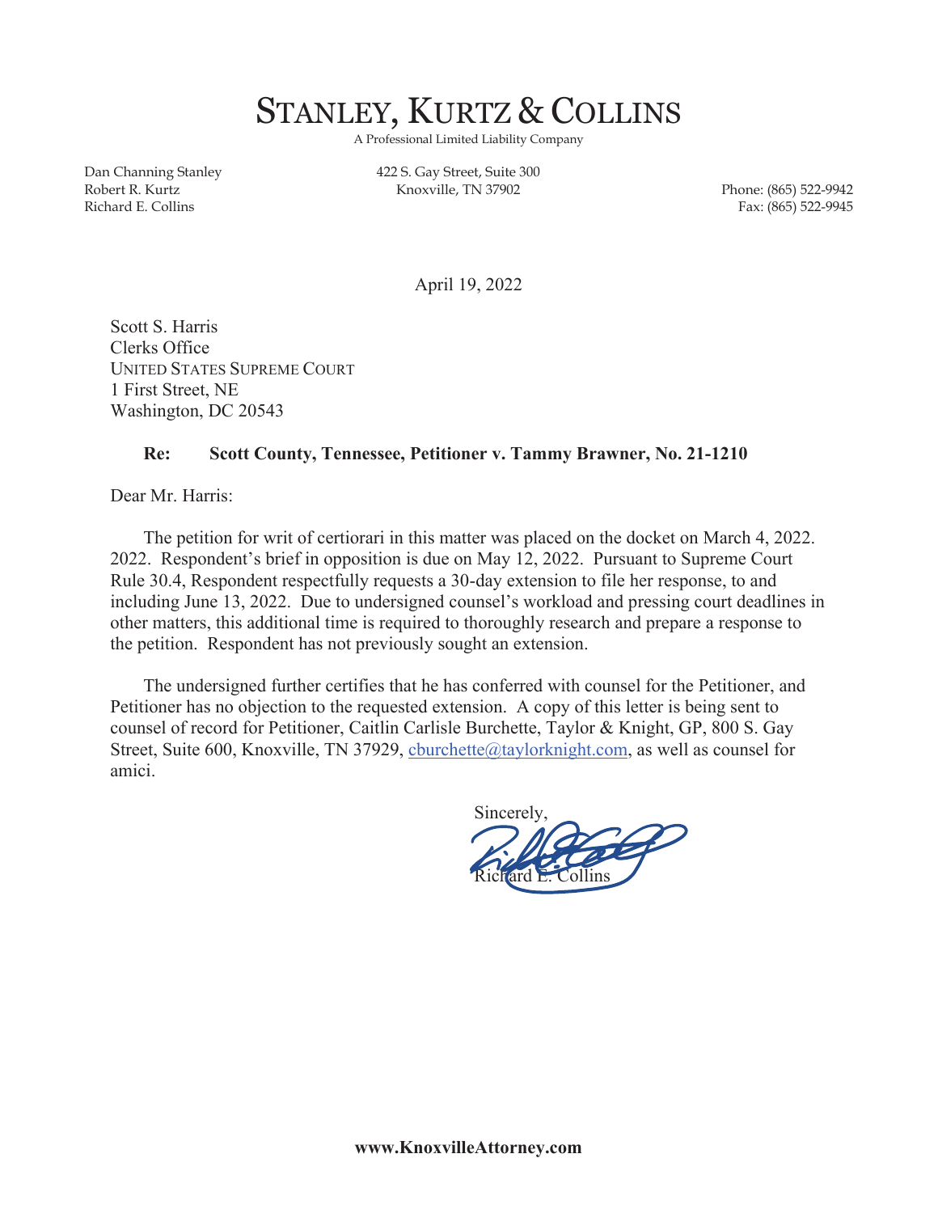# STANLEY, KURTZ & COLLINS

A Professional Limited Liability Company

Dan Channing Stanley
Robert R. Kurtz
Richard E. Collins

422 S. Gay Street, Suite 300
Knoxville, TN 37902

Phone: (865) 522-9942
Fax: (865) 522-9945

April 19, 2022

Scott S. Harris
Clerks Office
UNITED STATES SUPREME COURT
1 First Street, NE
Washington, DC 20543

**Re: Scott County, Tennessee, Petitioner v. Tammy Brawner, No. 21-1210**

Dear Mr. Harris:

The petition for writ of certiorari in this matter was placed on the docket on March 4, 2022. 2022. Respondent's brief in opposition is due on May 12, 2022. Pursuant to Supreme Court Rule 30.4, Respondent respectfully requests a 30-day extension to file her response, to and including June 13, 2022. Due to undersigned counsel's workload and pressing court deadlines in other matters, this additional time is required to thoroughly research and prepare a response to the petition. Respondent has not previously sought an extension.

The undersigned further certifies that he has conferred with counsel for the Petitioner, and Petitioner has no objection to the requested extension. A copy of this letter is being sent to counsel of record for Petitioner, Caitlin Carlisle Burchette, Taylor & Knight, GP, 800 S. Gay Street, Suite 600, Knoxville, TN 37929, cburchette@taylorknight.com, as well as counsel for amici.

Sincerely,

Richard E. Collins

**www.KnoxvilleAttorney.com**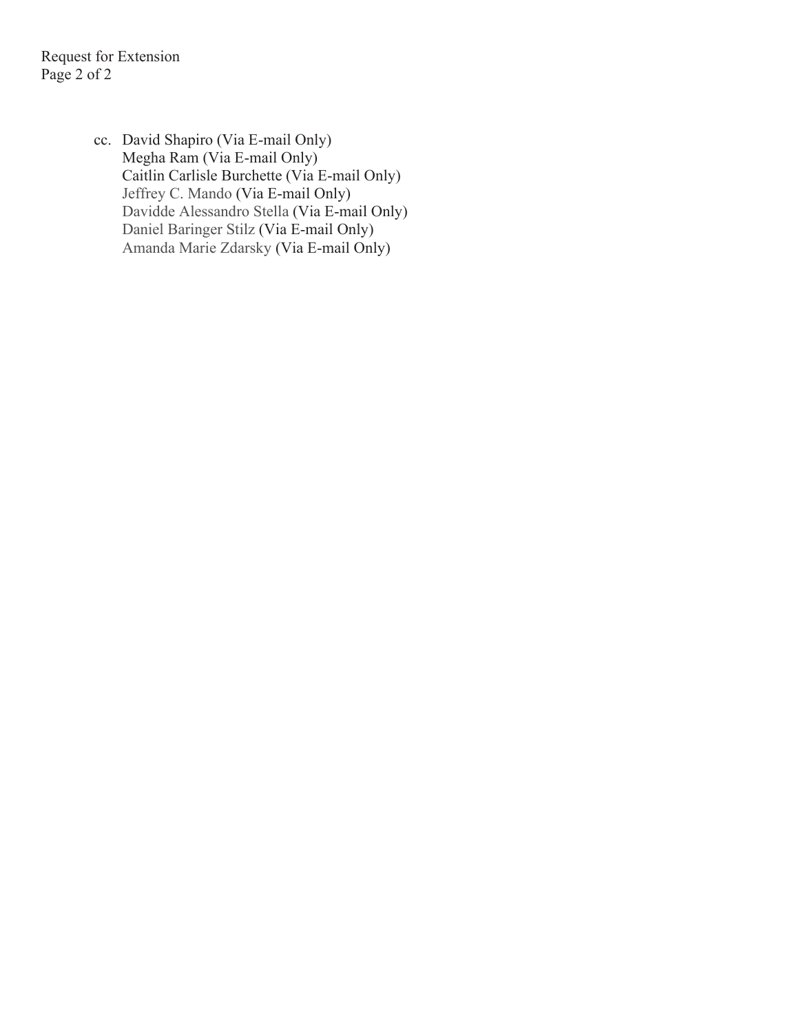cc. David Shapiro (Via E-mail Only)
Megha Ram (Via E-mail Only)
Caitlin Carlisle Burchette (Via E-mail Only)
Jeffrey C. Mando (Via E-mail Only)
Davidde Alessandro Stella (Via E-mail Only)
Daniel Baringer Stilz (Via E-mail Only)
Amanda Marie Zdarsky (Via E-mail Only)